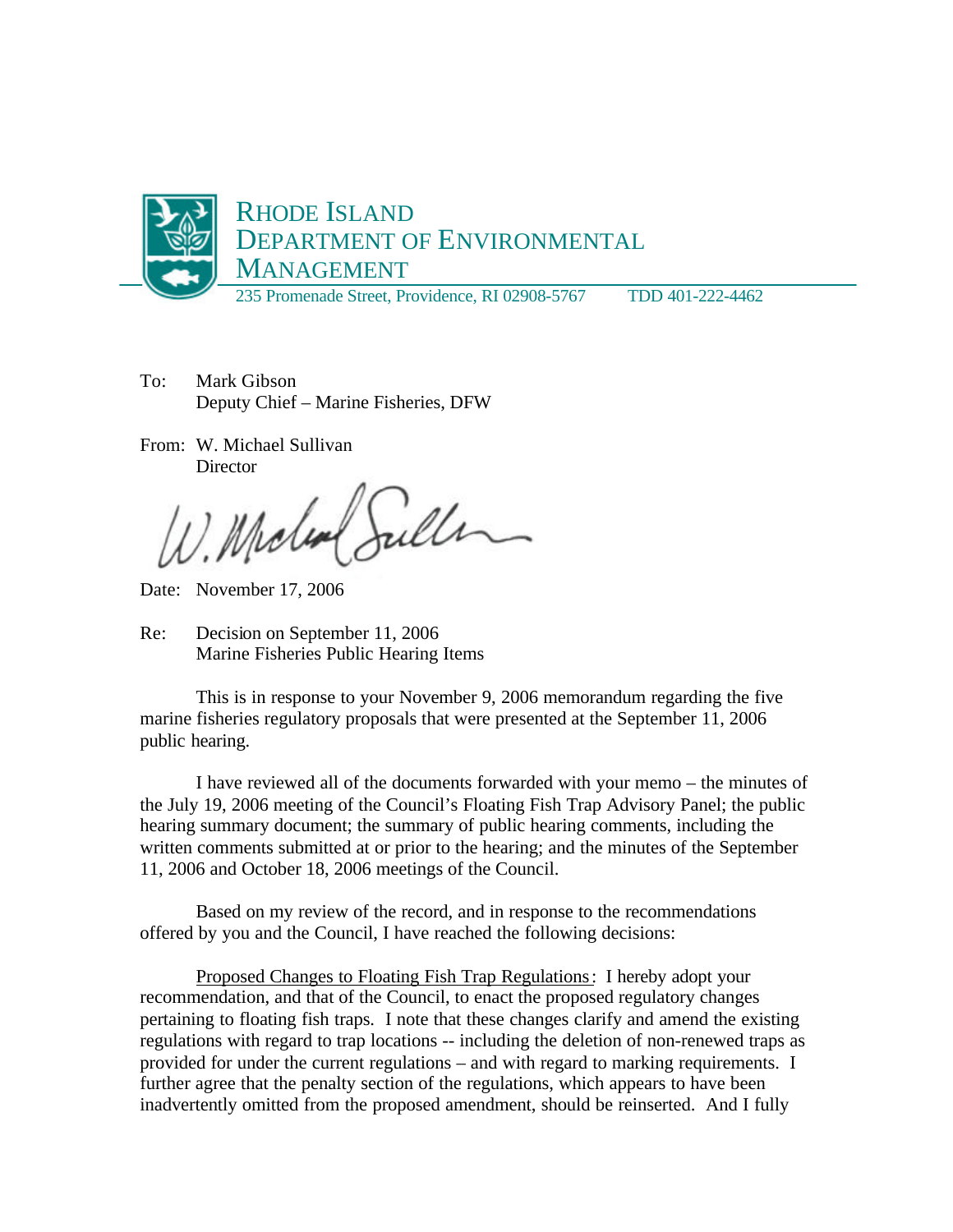# Rhode Island Department of Environmental Management

235 Promenade Street, Providence, RI 02908-5767 TDD 401-222-4462

To: Mark Gibson
Deputy Chief – Marine Fisheries, DFW

From: W. Michael Sullivan
Director

Date: November 17, 2006

Re: Decision on September 11, 2006
Marine Fisheries Public Hearing Items

This is in response to your November 9, 2006 memorandum regarding the five marine fisheries regulatory proposals that were presented at the September 11, 2006 public hearing.

I have reviewed all of the documents forwarded with your memo – the minutes of the July 19, 2006 meeting of the Council's Floating Fish Trap Advisory Panel; the public hearing summary document; the summary of public hearing comments, including the written comments submitted at or prior to the hearing; and the minutes of the September 11, 2006 and October 18, 2006 meetings of the Council.

Based on my review of the record, and in response to the recommendations offered by you and the Council, I have reached the following decisions:

Proposed Changes to Floating Fish Trap Regulations: I hereby adopt your recommendation, and that of the Council, to enact the proposed regulatory changes pertaining to floating fish traps. I note that these changes clarify and amend the existing regulations with regard to trap locations -- including the deletion of non-renewed traps as provided for under the current regulations – and with regard to marking requirements. I further agree that the penalty section of the regulations, which appears to have been inadvertently omitted from the proposed amendment, should be reinserted. And I fully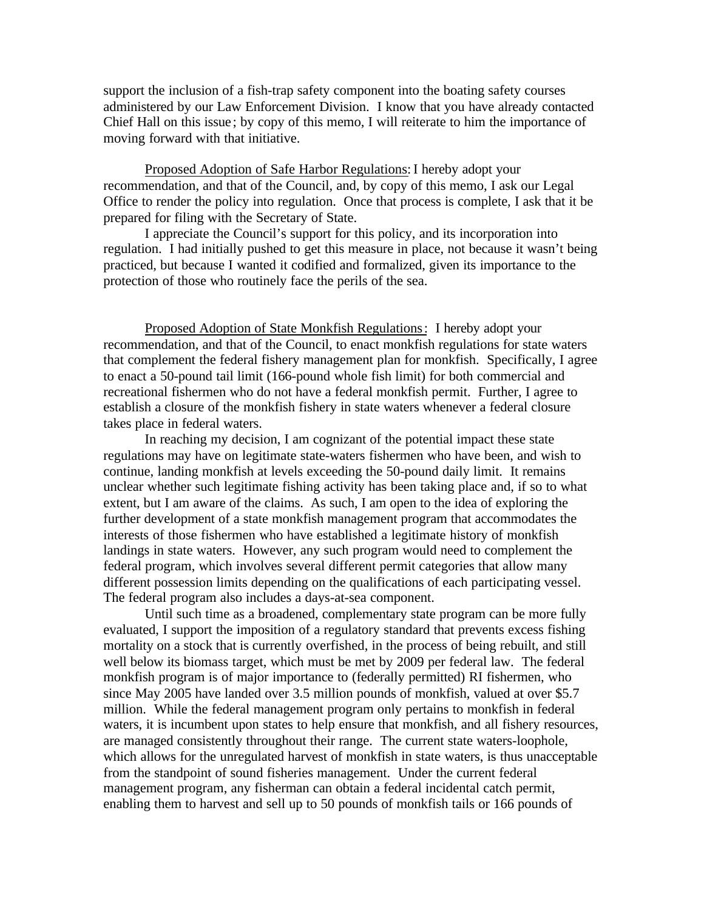support the inclusion of a fish-trap safety component into the boating safety courses administered by our Law Enforcement Division. I know that you have already contacted Chief Hall on this issue; by copy of this memo, I will reiterate to him the importance of moving forward with that initiative.

Proposed Adoption of Safe Harbor Regulations: I hereby adopt your recommendation, and that of the Council, and, by copy of this memo, I ask our Legal Office to render the policy into regulation. Once that process is complete, I ask that it be prepared for filing with the Secretary of State.

I appreciate the Council's support for this policy, and its incorporation into regulation. I had initially pushed to get this measure in place, not because it wasn't being practiced, but because I wanted it codified and formalized, given its importance to the protection of those who routinely face the perils of the sea.

Proposed Adoption of State Monkfish Regulations: I hereby adopt your recommendation, and that of the Council, to enact monkfish regulations for state waters that complement the federal fishery management plan for monkfish. Specifically, I agree to enact a 50-pound tail limit (166-pound whole fish limit) for both commercial and recreational fishermen who do not have a federal monkfish permit. Further, I agree to establish a closure of the monkfish fishery in state waters whenever a federal closure takes place in federal waters.

In reaching my decision, I am cognizant of the potential impact these state regulations may have on legitimate state-waters fishermen who have been, and wish to continue, landing monkfish at levels exceeding the 50-pound daily limit. It remains unclear whether such legitimate fishing activity has been taking place and, if so to what extent, but I am aware of the claims. As such, I am open to the idea of exploring the further development of a state monkfish management program that accommodates the interests of those fishermen who have established a legitimate history of monkfish landings in state waters. However, any such program would need to complement the federal program, which involves several different permit categories that allow many different possession limits depending on the qualifications of each participating vessel. The federal program also includes a days-at-sea component.

Until such time as a broadened, complementary state program can be more fully evaluated, I support the imposition of a regulatory standard that prevents excess fishing mortality on a stock that is currently overfished, in the process of being rebuilt, and still well below its biomass target, which must be met by 2009 per federal law. The federal monkfish program is of major importance to (federally permitted) RI fishermen, who since May 2005 have landed over 3.5 million pounds of monkfish, valued at over $5.7 million. While the federal management program only pertains to monkfish in federal waters, it is incumbent upon states to help ensure that monkfish, and all fishery resources, are managed consistently throughout their range. The current state waters-loophole, which allows for the unregulated harvest of monkfish in state waters, is thus unacceptable from the standpoint of sound fisheries management. Under the current federal management program, any fisherman can obtain a federal incidental catch permit, enabling them to harvest and sell up to 50 pounds of monkfish tails or 166 pounds of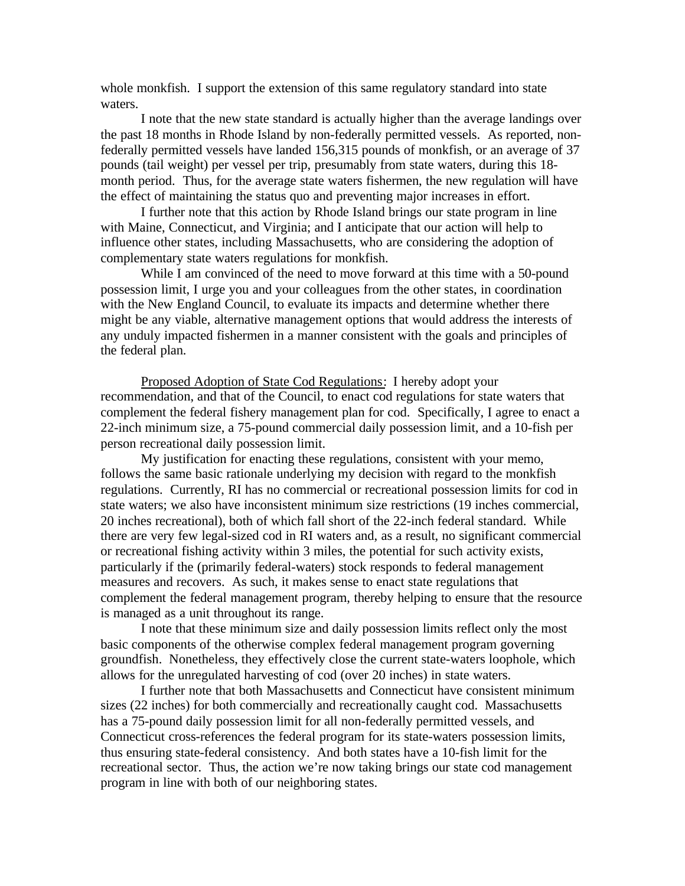whole monkfish. I support the extension of this same regulatory standard into state waters.

I note that the new state standard is actually higher than the average landings over the past 18 months in Rhode Island by non-federally permitted vessels. As reported, non-federally permitted vessels have landed 156,315 pounds of monkfish, or an average of 37 pounds (tail weight) per vessel per trip, presumably from state waters, during this 18-month period. Thus, for the average state waters fishermen, the new regulation will have the effect of maintaining the status quo and preventing major increases in effort.

I further note that this action by Rhode Island brings our state program in line with Maine, Connecticut, and Virginia; and I anticipate that our action will help to influence other states, including Massachusetts, who are considering the adoption of complementary state waters regulations for monkfish.

While I am convinced of the need to move forward at this time with a 50-pound possession limit, I urge you and your colleagues from the other states, in coordination with the New England Council, to evaluate its impacts and determine whether there might be any viable, alternative management options that would address the interests of any unduly impacted fishermen in a manner consistent with the goals and principles of the federal plan.

<u>Proposed Adoption of State Cod Regulations</u>: I hereby adopt your recommendation, and that of the Council, to enact cod regulations for state waters that complement the federal fishery management plan for cod. Specifically, I agree to enact a 22-inch minimum size, a 75-pound commercial daily possession limit, and a 10-fish per person recreational daily possession limit.

My justification for enacting these regulations, consistent with your memo, follows the same basic rationale underlying my decision with regard to the monkfish regulations. Currently, RI has no commercial or recreational possession limits for cod in state waters; we also have inconsistent minimum size restrictions (19 inches commercial, 20 inches recreational), both of which fall short of the 22-inch federal standard. While there are very few legal-sized cod in RI waters and, as a result, no significant commercial or recreational fishing activity within 3 miles, the potential for such activity exists, particularly if the (primarily federal-waters) stock responds to federal management measures and recovers. As such, it makes sense to enact state regulations that complement the federal management program, thereby helping to ensure that the resource is managed as a unit throughout its range.

I note that these minimum size and daily possession limits reflect only the most basic components of the otherwise complex federal management program governing groundfish. Nonetheless, they effectively close the current state-waters loophole, which allows for the unregulated harvesting of cod (over 20 inches) in state waters.

I further note that both Massachusetts and Connecticut have consistent minimum sizes (22 inches) for both commercially and recreationally caught cod. Massachusetts has a 75-pound daily possession limit for all non-federally permitted vessels, and Connecticut cross-references the federal program for its state-waters possession limits, thus ensuring state-federal consistency. And both states have a 10-fish limit for the recreational sector. Thus, the action we're now taking brings our state cod management program in line with both of our neighboring states.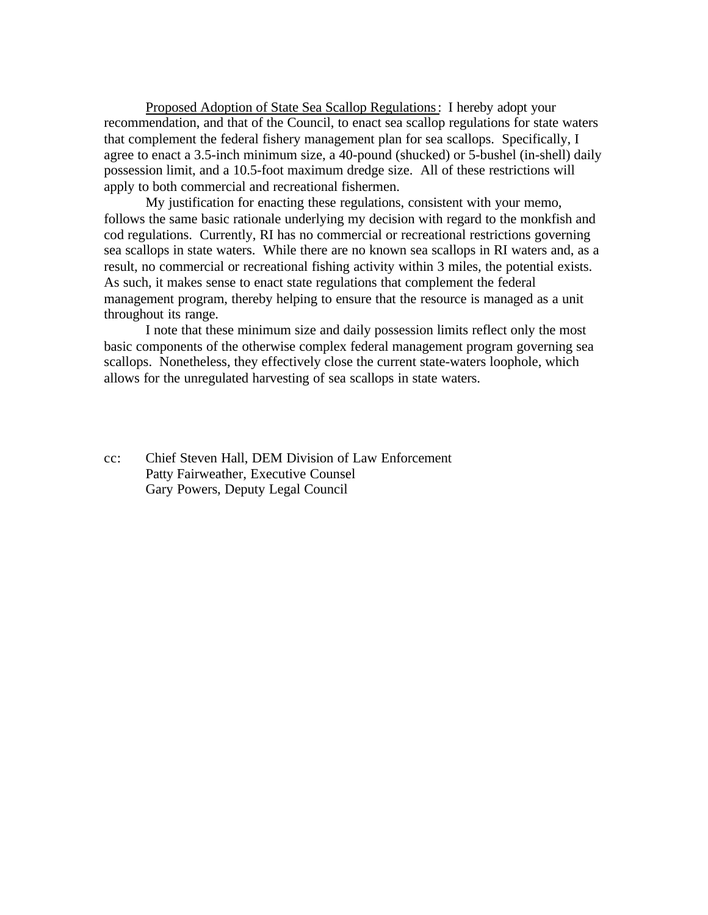Proposed Adoption of State Sea Scallop Regulations: I hereby adopt your recommendation, and that of the Council, to enact sea scallop regulations for state waters that complement the federal fishery management plan for sea scallops. Specifically, I agree to enact a 3.5-inch minimum size, a 40-pound (shucked) or 5-bushel (in-shell) daily possession limit, and a 10.5-foot maximum dredge size. All of these restrictions will apply to both commercial and recreational fishermen.

My justification for enacting these regulations, consistent with your memo, follows the same basic rationale underlying my decision with regard to the monkfish and cod regulations. Currently, RI has no commercial or recreational restrictions governing sea scallops in state waters. While there are no known sea scallops in RI waters and, as a result, no commercial or recreational fishing activity within 3 miles, the potential exists. As such, it makes sense to enact state regulations that complement the federal management program, thereby helping to ensure that the resource is managed as a unit throughout its range.

I note that these minimum size and daily possession limits reflect only the most basic components of the otherwise complex federal management program governing sea scallops. Nonetheless, they effectively close the current state-waters loophole, which allows for the unregulated harvesting of sea scallops in state waters.

cc: Chief Steven Hall, DEM Division of Law Enforcement
Patty Fairweather, Executive Counsel
Gary Powers, Deputy Legal Council